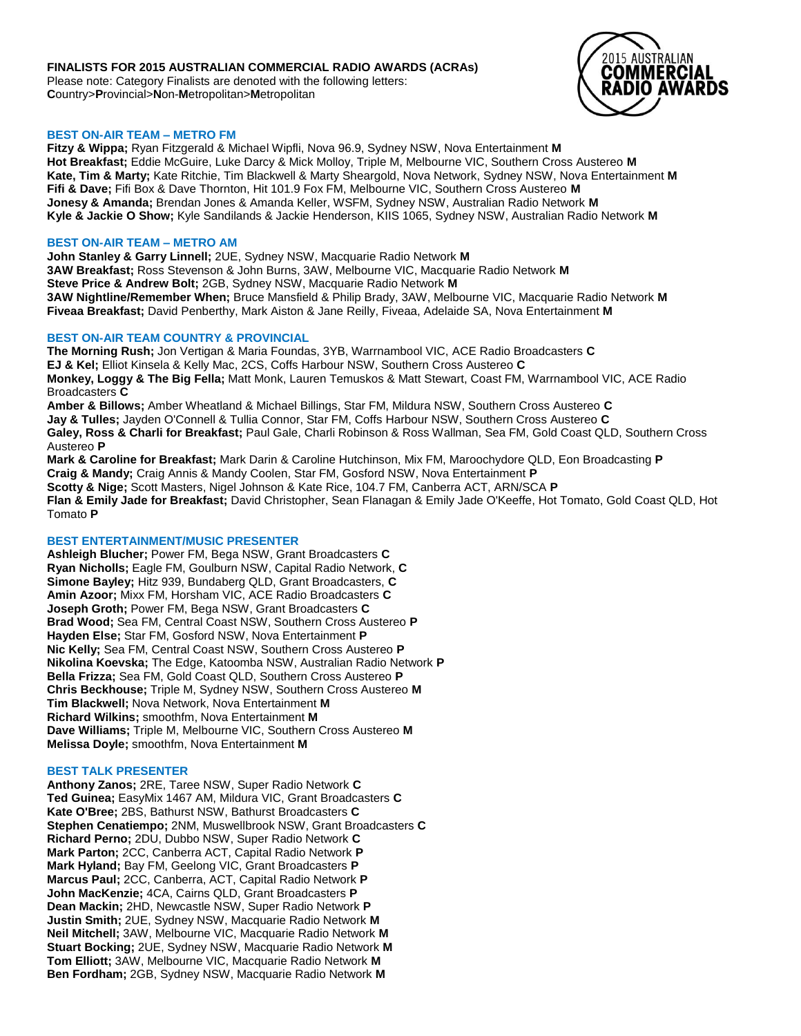**FINALISTS FOR 2015 AUSTRALIAN COMMERCIAL RADIO AWARDS (ACRAs)**
Please note: Category Finalists are denoted with the following letters:
**C**ountry>**P**rovincial>**N**on-**M**etropolitan>**M**etropolitan

## BEST ON-AIR TEAM – METRO FM

**Fitzy & Wippa;** Ryan Fitzgerald & Michael Wipfli, Nova 96.9, Sydney NSW, Nova Entertainment **M**
**Hot Breakfast;** Eddie McGuire, Luke Darcy & Mick Molloy, Triple M, Melbourne VIC, Southern Cross Austereo **M**
**Kate, Tim & Marty;** Kate Ritchie, Tim Blackwell & Marty Sheargold, Nova Network, Sydney NSW, Nova Entertainment **M**
**Fifi & Dave;** Fifi Box & Dave Thornton, Hit 101.9 Fox FM, Melbourne VIC, Southern Cross Austereo **M**
**Jonesy & Amanda;** Brendan Jones & Amanda Keller, WSFM, Sydney NSW, Australian Radio Network **M**
**Kyle & Jackie O Show;** Kyle Sandilands & Jackie Henderson, KIIS 1065, Sydney NSW, Australian Radio Network **M**

## BEST ON-AIR TEAM – METRO AM

**John Stanley & Garry Linnell;** 2UE, Sydney NSW, Macquarie Radio Network **M**
**3AW Breakfast;** Ross Stevenson & John Burns, 3AW, Melbourne VIC, Macquarie Radio Network **M**
**Steve Price & Andrew Bolt;** 2GB, Sydney NSW, Macquarie Radio Network **M**
**3AW Nightline/Remember When;** Bruce Mansfield & Philip Brady, 3AW, Melbourne VIC, Macquarie Radio Network **M**
**Fiveaa Breakfast;** David Penberthy, Mark Aiston & Jane Reilly, Fiveaa, Adelaide SA, Nova Entertainment **M**

## BEST ON-AIR TEAM COUNTRY & PROVINCIAL

**The Morning Rush;** Jon Vertigan & Maria Foundas, 3YB, Warrnambool VIC, ACE Radio Broadcasters **C**
**EJ & Kel;** Elliot Kinsela & Kelly Mac, 2CS, Coffs Harbour NSW, Southern Cross Austereo **C**
**Monkey, Loggy & The Big Fella;** Matt Monk, Lauren Temuskos & Matt Stewart, Coast FM, Warrnambool VIC, ACE Radio Broadcasters **C**
**Amber & Billows;** Amber Wheatland & Michael Billings, Star FM, Mildura NSW, Southern Cross Austereo **C**
**Jay & Tulles;** Jayden O'Connell & Tullia Connor, Star FM, Coffs Harbour NSW, Southern Cross Austereo **C**
**Galey, Ross & Charli for Breakfast;** Paul Gale, Charli Robinson & Ross Wallman, Sea FM, Gold Coast QLD, Southern Cross Austereo **P**
**Mark & Caroline for Breakfast;** Mark Darin & Caroline Hutchinson, Mix FM, Maroochydore QLD, Eon Broadcasting **P**
**Craig & Mandy;** Craig Annis & Mandy Coolen, Star FM, Gosford NSW, Nova Entertainment **P**
**Scotty & Nige;** Scott Masters, Nigel Johnson & Kate Rice, 104.7 FM, Canberra ACT, ARN/SCA **P**
**Flan & Emily Jade for Breakfast;** David Christopher, Sean Flanagan & Emily Jade O'Keeffe, Hot Tomato, Gold Coast QLD, Hot Tomato **P**

## BEST ENTERTAINMENT/MUSIC PRESENTER

**Ashleigh Blucher;** Power FM, Bega NSW, Grant Broadcasters **C**
**Ryan Nicholls;** Eagle FM, Goulburn NSW, Capital Radio Network, **C**
**Simone Bayley;** Hitz 939, Bundaberg QLD, Grant Broadcasters, **C**
**Amin Azoor;** Mixx FM, Horsham VIC, ACE Radio Broadcasters **C**
**Joseph Groth;** Power FM, Bega NSW, Grant Broadcasters **C**
**Brad Wood;** Sea FM, Central Coast NSW, Southern Cross Austereo **P**
**Hayden Else;** Star FM, Gosford NSW, Nova Entertainment **P**
**Nic Kelly;** Sea FM, Central Coast NSW, Southern Cross Austereo **P**
**Nikolina Koevska;** The Edge, Katoomba NSW, Australian Radio Network **P**
**Bella Frizza;** Sea FM, Gold Coast QLD, Southern Cross Austereo **P**
**Chris Beckhouse;** Triple M, Sydney NSW, Southern Cross Austereo **M**
**Tim Blackwell;** Nova Network, Nova Entertainment **M**
**Richard Wilkins;** smoothfm, Nova Entertainment **M**
**Dave Williams;** Triple M, Melbourne VIC, Southern Cross Austereo **M**
**Melissa Doyle;** smoothfm, Nova Entertainment **M**

## BEST TALK PRESENTER

**Anthony Zanos;** 2RE, Taree NSW, Super Radio Network **C**
**Ted Guinea;** EasyMix 1467 AM, Mildura VIC, Grant Broadcasters **C**
**Kate O'Bree;** 2BS, Bathurst NSW, Bathurst Broadcasters **C**
**Stephen Cenatiempo;** 2NM, Muswellbrook NSW, Grant Broadcasters **C**
**Richard Perno;** 2DU, Dubbo NSW, Super Radio Network **C**
**Mark Parton;** 2CC, Canberra ACT, Capital Radio Network **P**
**Mark Hyland;** Bay FM, Geelong VIC, Grant Broadcasters **P**
**Marcus Paul;** 2CC, Canberra, ACT, Capital Radio Network **P**
**John MacKenzie;** 4CA, Cairns QLD, Grant Broadcasters **P**
**Dean Mackin;** 2HD, Newcastle NSW, Super Radio Network **P**
**Justin Smith;** 2UE, Sydney NSW, Macquarie Radio Network **M**
**Neil Mitchell;** 3AW, Melbourne VIC, Macquarie Radio Network **M**
**Stuart Bocking;** 2UE, Sydney NSW, Macquarie Radio Network **M**
**Tom Elliott;** 3AW, Melbourne VIC, Macquarie Radio Network **M**
**Ben Fordham;** 2GB, Sydney NSW, Macquarie Radio Network **M**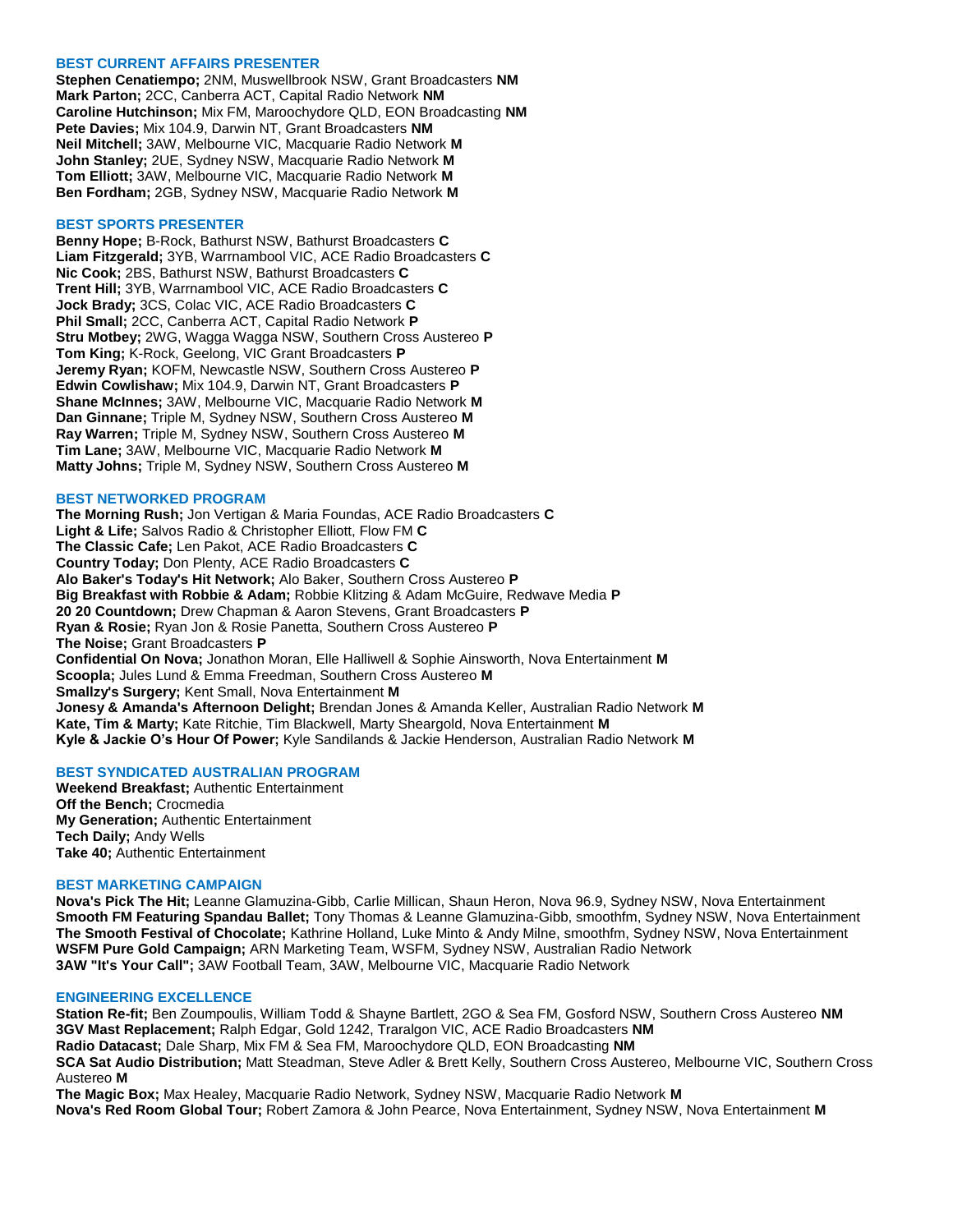## BEST CURRENT AFFAIRS PRESENTER

**Stephen Cenatiempo;** 2NM, Muswellbrook NSW, Grant Broadcasters **NM**
**Mark Parton;** 2CC, Canberra ACT, Capital Radio Network **NM**
**Caroline Hutchinson;** Mix FM, Maroochydore QLD, EON Broadcasting **NM**
**Pete Davies;** Mix 104.9, Darwin NT, Grant Broadcasters **NM**
**Neil Mitchell;** 3AW, Melbourne VIC, Macquarie Radio Network **M**
**John Stanley;** 2UE, Sydney NSW, Macquarie Radio Network **M**
**Tom Elliott;** 3AW, Melbourne VIC, Macquarie Radio Network **M**
**Ben Fordham;** 2GB, Sydney NSW, Macquarie Radio Network **M**

## BEST SPORTS PRESENTER

**Benny Hope;** B-Rock, Bathurst NSW, Bathurst Broadcasters **C**
**Liam Fitzgerald;** 3YB, Warrnambool VIC, ACE Radio Broadcasters **C**
**Nic Cook;** 2BS, Bathurst NSW, Bathurst Broadcasters **C**
**Trent Hill;** 3YB, Warrnambool VIC, ACE Radio Broadcasters **C**
**Jock Brady;** 3CS, Colac VIC, ACE Radio Broadcasters **C**
**Phil Small;** 2CC, Canberra ACT, Capital Radio Network **P**
**Stru Motbey;** 2WG, Wagga Wagga NSW, Southern Cross Austereo **P**
**Tom King;** K-Rock, Geelong, VIC Grant Broadcasters **P**
**Jeremy Ryan;** KOFM, Newcastle NSW, Southern Cross Austereo **P**
**Edwin Cowlishaw;** Mix 104.9, Darwin NT, Grant Broadcasters **P**
**Shane McInnes;** 3AW, Melbourne VIC, Macquarie Radio Network **M**
**Dan Ginnane;** Triple M, Sydney NSW, Southern Cross Austereo **M**
**Ray Warren;** Triple M, Sydney NSW, Southern Cross Austereo **M**
**Tim Lane;** 3AW, Melbourne VIC, Macquarie Radio Network **M**
**Matty Johns;** Triple M, Sydney NSW, Southern Cross Austereo **M**

## BEST NETWORKED PROGRAM

**The Morning Rush;** Jon Vertigan & Maria Foundas, ACE Radio Broadcasters **C**
**Light & Life;** Salvos Radio & Christopher Elliott, Flow FM **C**
**The Classic Cafe;** Len Pakot, ACE Radio Broadcasters **C**
**Country Today;** Don Plenty, ACE Radio Broadcasters **C**
**Alo Baker's Today's Hit Network;** Alo Baker, Southern Cross Austereo **P**
**Big Breakfast with Robbie & Adam;** Robbie Klitzing & Adam McGuire, Redwave Media **P**
**20 20 Countdown;** Drew Chapman & Aaron Stevens, Grant Broadcasters **P**
**Ryan & Rosie;** Ryan Jon & Rosie Panetta, Southern Cross Austereo **P**
**The Noise;** Grant Broadcasters **P**
**Confidential On Nova;** Jonathon Moran, Elle Halliwell & Sophie Ainsworth, Nova Entertainment **M**
**Scoopla;** Jules Lund & Emma Freedman, Southern Cross Austereo **M**
**Smallzy's Surgery;** Kent Small, Nova Entertainment **M**
**Jonesy & Amanda's Afternoon Delight;** Brendan Jones & Amanda Keller, Australian Radio Network **M**
**Kate, Tim & Marty;** Kate Ritchie, Tim Blackwell, Marty Sheargold, Nova Entertainment **M**
**Kyle & Jackie O's Hour Of Power;** Kyle Sandilands & Jackie Henderson, Australian Radio Network **M**

## BEST SYNDICATED AUSTRALIAN PROGRAM

**Weekend Breakfast;** Authentic Entertainment
**Off the Bench;** Crocmedia
**My Generation;** Authentic Entertainment
**Tech Daily;** Andy Wells
**Take 40;** Authentic Entertainment

## BEST MARKETING CAMPAIGN

**Nova's Pick The Hit;** Leanne Glamuzina-Gibb, Carlie Millican, Shaun Heron, Nova 96.9, Sydney NSW, Nova Entertainment
**Smooth FM Featuring Spandau Ballet;** Tony Thomas & Leanne Glamuzina-Gibb, smoothfm, Sydney NSW, Nova Entertainment
**The Smooth Festival of Chocolate;** Kathrine Holland, Luke Minto & Andy Milne, smoothfm, Sydney NSW, Nova Entertainment
**WSFM Pure Gold Campaign;** ARN Marketing Team, WSFM, Sydney NSW, Australian Radio Network
**3AW "It's Your Call";** 3AW Football Team, 3AW, Melbourne VIC, Macquarie Radio Network

## ENGINEERING EXCELLENCE

**Station Re-fit;** Ben Zoumpoulis, William Todd & Shayne Bartlett, 2GO & Sea FM, Gosford NSW, Southern Cross Austereo **NM**
**3GV Mast Replacement;** Ralph Edgar, Gold 1242, Traralgon VIC, ACE Radio Broadcasters **NM**
**Radio Datacast;** Dale Sharp, Mix FM & Sea FM, Maroochydore QLD, EON Broadcasting **NM**
**SCA Sat Audio Distribution;** Matt Steadman, Steve Adler & Brett Kelly, Southern Cross Austereo, Melbourne VIC, Southern Cross Austereo **M**
**The Magic Box;** Max Healey, Macquarie Radio Network, Sydney NSW, Macquarie Radio Network **M**
**Nova's Red Room Global Tour;** Robert Zamora & John Pearce, Nova Entertainment, Sydney NSW, Nova Entertainment **M**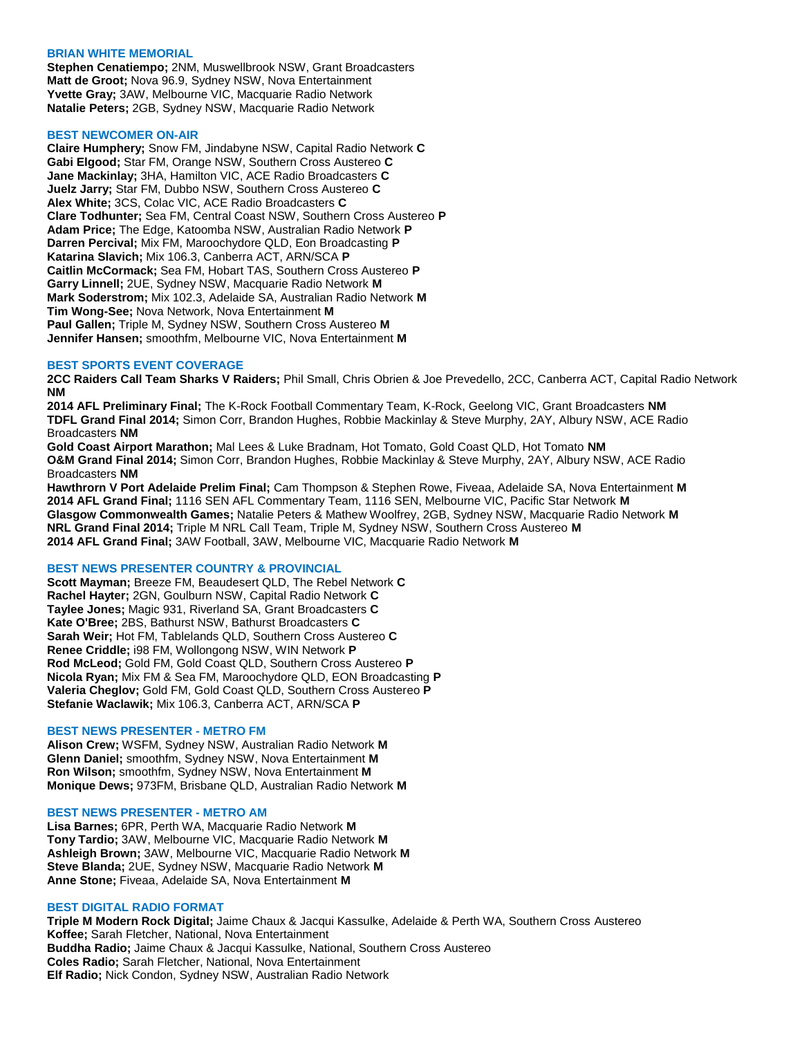## BRIAN WHITE MEMORIAL

**Stephen Cenatiempo;** 2NM, Muswellbrook NSW, Grant Broadcasters
**Matt de Groot;** Nova 96.9, Sydney NSW, Nova Entertainment
**Yvette Gray;** 3AW, Melbourne VIC, Macquarie Radio Network
**Natalie Peters;** 2GB, Sydney NSW, Macquarie Radio Network

## BEST NEWCOMER ON-AIR

**Claire Humphery;** Snow FM, Jindabyne NSW, Capital Radio Network **C**
**Gabi Elgood;** Star FM, Orange NSW, Southern Cross Austereo **C**
**Jane Mackinlay;** 3HA, Hamilton VIC, ACE Radio Broadcasters **C**
**Juelz Jarry;** Star FM, Dubbo NSW, Southern Cross Austereo **C**
**Alex White;** 3CS, Colac VIC, ACE Radio Broadcasters **C**
**Clare Todhunter;** Sea FM, Central Coast NSW, Southern Cross Austereo **P**
**Adam Price;** The Edge, Katoomba NSW, Australian Radio Network **P**
**Darren Percival;** Mix FM, Maroochydore QLD, Eon Broadcasting **P**
**Katarina Slavich;** Mix 106.3, Canberra ACT, ARN/SCA **P**
**Caitlin McCormack;** Sea FM, Hobart TAS, Southern Cross Austereo **P**
**Garry Linnell;** 2UE, Sydney NSW, Macquarie Radio Network **M**
**Mark Soderstrom;** Mix 102.3, Adelaide SA, Australian Radio Network **M**
**Tim Wong-See;** Nova Network, Nova Entertainment **M**
**Paul Gallen;** Triple M, Sydney NSW, Southern Cross Austereo **M**
**Jennifer Hansen;** smoothfm, Melbourne VIC, Nova Entertainment **M**

## BEST SPORTS EVENT COVERAGE

**2CC Raiders Call Team Sharks V Raiders;** Phil Small, Chris Obrien & Joe Prevedello, 2CC, Canberra ACT, Capital Radio Network **NM**
**2014 AFL Preliminary Final;** The K-Rock Football Commentary Team, K-Rock, Geelong VIC, Grant Broadcasters **NM**
**TDFL Grand Final 2014;** Simon Corr, Brandon Hughes, Robbie Mackinlay & Steve Murphy, 2AY, Albury NSW, ACE Radio Broadcasters **NM**
**Gold Coast Airport Marathon;** Mal Lees & Luke Bradnam, Hot Tomato, Gold Coast QLD, Hot Tomato **NM**
**O&M Grand Final 2014;** Simon Corr, Brandon Hughes, Robbie Mackinlay & Steve Murphy, 2AY, Albury NSW, ACE Radio Broadcasters **NM**
**Hawthrorn V Port Adelaide Prelim Final;** Cam Thompson & Stephen Rowe, Fiveaa, Adelaide SA, Nova Entertainment **M**
**2014 AFL Grand Final;** 1116 SEN AFL Commentary Team, 1116 SEN, Melbourne VIC, Pacific Star Network **M**
**Glasgow Commonwealth Games;** Natalie Peters & Mathew Woolfrey, 2GB, Sydney NSW, Macquarie Radio Network **M**
**NRL Grand Final 2014;** Triple M NRL Call Team, Triple M, Sydney NSW, Southern Cross Austereo **M**
**2014 AFL Grand Final;** 3AW Football, 3AW, Melbourne VIC, Macquarie Radio Network **M**

## BEST NEWS PRESENTER COUNTRY & PROVINCIAL

**Scott Mayman;** Breeze FM, Beaudesert QLD, The Rebel Network **C**
**Rachel Hayter;** 2GN, Goulburn NSW, Capital Radio Network **C**
**Taylee Jones;** Magic 931, Riverland SA, Grant Broadcasters **C**
**Kate O'Bree;** 2BS, Bathurst NSW, Bathurst Broadcasters **C**
**Sarah Weir;** Hot FM, Tablelands QLD, Southern Cross Austereo **C**
**Renee Criddle;** i98 FM, Wollongong NSW, WIN Network **P**
**Rod McLeod;** Gold FM, Gold Coast QLD, Southern Cross Austereo **P**
**Nicola Ryan;** Mix FM & Sea FM, Maroochydore QLD, EON Broadcasting **P**
**Valeria Cheglov;** Gold FM, Gold Coast QLD, Southern Cross Austereo **P**
**Stefanie Waclawik;** Mix 106.3, Canberra ACT, ARN/SCA **P**

## BEST NEWS PRESENTER - METRO FM

**Alison Crew;** WSFM, Sydney NSW, Australian Radio Network **M**
**Glenn Daniel;** smoothfm, Sydney NSW, Nova Entertainment **M**
**Ron Wilson;** smoothfm, Sydney NSW, Nova Entertainment **M**
**Monique Dews;** 973FM, Brisbane QLD, Australian Radio Network **M**

## BEST NEWS PRESENTER - METRO AM

**Lisa Barnes;** 6PR, Perth WA, Macquarie Radio Network **M**
**Tony Tardio;** 3AW, Melbourne VIC, Macquarie Radio Network **M**
**Ashleigh Brown;** 3AW, Melbourne VIC, Macquarie Radio Network **M**
**Steve Blanda;** 2UE, Sydney NSW, Macquarie Radio Network **M**
**Anne Stone;** Fiveaa, Adelaide SA, Nova Entertainment **M**

## BEST DIGITAL RADIO FORMAT

**Triple M Modern Rock Digital;** Jaime Chaux & Jacqui Kassulke, Adelaide & Perth WA, Southern Cross Austereo
**Koffee;** Sarah Fletcher, National, Nova Entertainment
**Buddha Radio;** Jaime Chaux & Jacqui Kassulke, National, Southern Cross Austereo
**Coles Radio;** Sarah Fletcher, National, Nova Entertainment
**Elf Radio;** Nick Condon, Sydney NSW, Australian Radio Network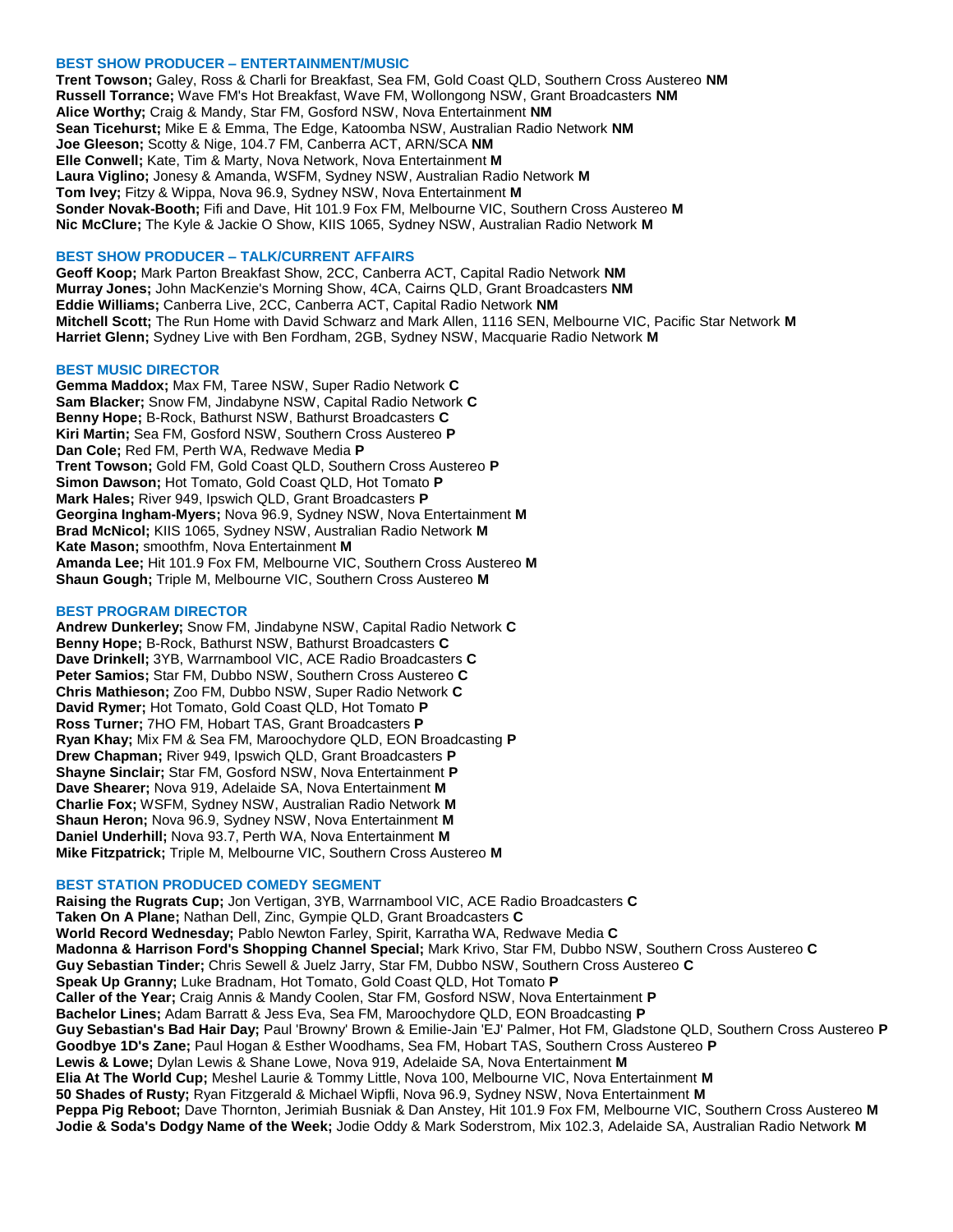### BEST SHOW PRODUCER – ENTERTAINMENT/MUSIC

**Trent Towson;** Galey, Ross & Charli for Breakfast, Sea FM, Gold Coast QLD, Southern Cross Austereo **NM**
**Russell Torrance;** Wave FM's Hot Breakfast, Wave FM, Wollongong NSW, Grant Broadcasters **NM**
**Alice Worthy;** Craig & Mandy, Star FM, Gosford NSW, Nova Entertainment **NM**
**Sean Ticehurst;** Mike E & Emma, The Edge, Katoomba NSW, Australian Radio Network **NM**
**Joe Gleeson;** Scotty & Nige, 104.7 FM, Canberra ACT, ARN/SCA **NM**
**Elle Conwell;** Kate, Tim & Marty, Nova Network, Nova Entertainment **M**
**Laura Viglino;** Jonesy & Amanda, WSFM, Sydney NSW, Australian Radio Network **M**
**Tom Ivey;** Fitzy & Wippa, Nova 96.9, Sydney NSW, Nova Entertainment **M**
**Sonder Novak-Booth;** Fifi and Dave, Hit 101.9 Fox FM, Melbourne VIC, Southern Cross Austereo **M**
**Nic McClure;** The Kyle & Jackie O Show, KIIS 1065, Sydney NSW, Australian Radio Network **M**

### BEST SHOW PRODUCER – TALK/CURRENT AFFAIRS

**Geoff Koop;** Mark Parton Breakfast Show, 2CC, Canberra ACT, Capital Radio Network **NM**
**Murray Jones;** John MacKenzie's Morning Show, 4CA, Cairns QLD, Grant Broadcasters **NM**
**Eddie Williams;** Canberra Live, 2CC, Canberra ACT, Capital Radio Network **NM**
**Mitchell Scott;** The Run Home with David Schwarz and Mark Allen, 1116 SEN, Melbourne VIC, Pacific Star Network **M**
**Harriet Glenn;** Sydney Live with Ben Fordham, 2GB, Sydney NSW, Macquarie Radio Network **M**

### BEST MUSIC DIRECTOR

**Gemma Maddox;** Max FM, Taree NSW, Super Radio Network **C**
**Sam Blacker;** Snow FM, Jindabyne NSW, Capital Radio Network **C**
**Benny Hope;** B-Rock, Bathurst NSW, Bathurst Broadcasters **C**
**Kiri Martin;** Sea FM, Gosford NSW, Southern Cross Austereo **P**
**Dan Cole;** Red FM, Perth WA, Redwave Media **P**
**Trent Towson;** Gold FM, Gold Coast QLD, Southern Cross Austereo **P**
**Simon Dawson;** Hot Tomato, Gold Coast QLD, Hot Tomato **P**
**Mark Hales;** River 949, Ipswich QLD, Grant Broadcasters **P**
**Georgina Ingham-Myers;** Nova 96.9, Sydney NSW, Nova Entertainment **M**
**Brad McNicol;** KIIS 1065, Sydney NSW, Australian Radio Network **M**
**Kate Mason;** smoothfm, Nova Entertainment **M**
**Amanda Lee;** Hit 101.9 Fox FM, Melbourne VIC, Southern Cross Austereo **M**
**Shaun Gough;** Triple M, Melbourne VIC, Southern Cross Austereo **M**

### BEST PROGRAM DIRECTOR

**Andrew Dunkerley;** Snow FM, Jindabyne NSW, Capital Radio Network **C**
**Benny Hope;** B-Rock, Bathurst NSW, Bathurst Broadcasters **C**
**Dave Drinkell;** 3YB, Warrnambool VIC, ACE Radio Broadcasters **C**
**Peter Samios;** Star FM, Dubbo NSW, Southern Cross Austereo **C**
**Chris Mathieson;** Zoo FM, Dubbo NSW, Super Radio Network **C**
**David Rymer;** Hot Tomato, Gold Coast QLD, Hot Tomato **P**
**Ross Turner;** 7HO FM, Hobart TAS, Grant Broadcasters **P**
**Ryan Khay;** Mix FM & Sea FM, Maroochydore QLD, EON Broadcasting **P**
**Drew Chapman;** River 949, Ipswich QLD, Grant Broadcasters **P**
**Shayne Sinclair;** Star FM, Gosford NSW, Nova Entertainment **P**
**Dave Shearer;** Nova 919, Adelaide SA, Nova Entertainment **M**
**Charlie Fox;** WSFM, Sydney NSW, Australian Radio Network **M**
**Shaun Heron;** Nova 96.9, Sydney NSW, Nova Entertainment **M**
**Daniel Underhill;** Nova 93.7, Perth WA, Nova Entertainment **M**
**Mike Fitzpatrick;** Triple M, Melbourne VIC, Southern Cross Austereo **M**

### BEST STATION PRODUCED COMEDY SEGMENT

**Raising the Rugrats Cup;** Jon Vertigan, 3YB, Warrnambool VIC, ACE Radio Broadcasters **C**
**Taken On A Plane;** Nathan Dell, Zinc, Gympie QLD, Grant Broadcasters **C**
**World Record Wednesday;** Pablo Newton Farley, Spirit, Karratha WA, Redwave Media **C**
**Madonna & Harrison Ford's Shopping Channel Special;** Mark Krivo, Star FM, Dubbo NSW, Southern Cross Austereo **C**
**Guy Sebastian Tinder;** Chris Sewell & Juelz Jarry, Star FM, Dubbo NSW, Southern Cross Austereo **C**
**Speak Up Granny;** Luke Bradnam, Hot Tomato, Gold Coast QLD, Hot Tomato **P**
**Caller of the Year;** Craig Annis & Mandy Coolen, Star FM, Gosford NSW, Nova Entertainment **P**
**Bachelor Lines;** Adam Barratt & Jess Eva, Sea FM, Maroochydore QLD, EON Broadcasting **P**
**Guy Sebastian's Bad Hair Day;** Paul 'Browny' Brown & Emilie-Jain 'EJ' Palmer, Hot FM, Gladstone QLD, Southern Cross Austereo **P**
**Goodbye 1D's Zane;** Paul Hogan & Esther Woodhams, Sea FM, Hobart TAS, Southern Cross Austereo **P**
**Lewis & Lowe;** Dylan Lewis & Shane Lowe, Nova 919, Adelaide SA, Nova Entertainment **M**
**Elia At The World Cup;** Meshel Laurie & Tommy Little, Nova 100, Melbourne VIC, Nova Entertainment **M**
**50 Shades of Rusty;** Ryan Fitzgerald & Michael Wipfli, Nova 96.9, Sydney NSW, Nova Entertainment **M**
**Peppa Pig Reboot;** Dave Thornton, Jerimiah Busniak & Dan Anstey, Hit 101.9 Fox FM, Melbourne VIC, Southern Cross Austereo **M**
**Jodie & Soda's Dodgy Name of the Week;** Jodie Oddy & Mark Soderstrom, Mix 102.3, Adelaide SA, Australian Radio Network **M**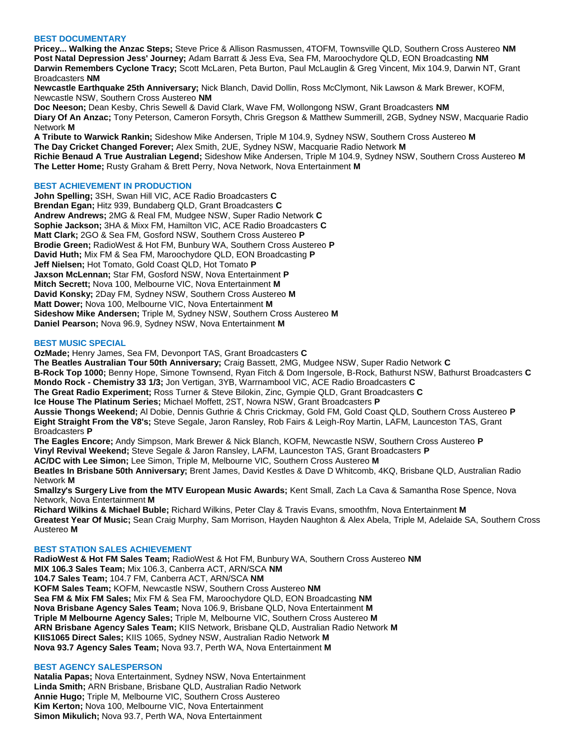### BEST DOCUMENTARY

**Pricey... Walking the Anzac Steps;** Steve Price & Allison Rasmussen, 4TOFM, Townsville QLD, Southern Cross Austereo **NM**
**Post Natal Depression Jess' Journey;** Adam Barratt & Jess Eva, Sea FM, Maroochydore QLD, EON Broadcasting **NM**
**Darwin Remembers Cyclone Tracy;** Scott McLaren, Peta Burton, Paul McLaughlin & Greg Vincent, Mix 104.9, Darwin NT, Grant Broadcasters **NM**
**Newcastle Earthquake 25th Anniversary;** Nick Blanch, David Dollin, Ross McClymont, Nik Lawson & Mark Brewer, KOFM, Newcastle NSW, Southern Cross Austereo **NM**
**Doc Neeson;** Dean Kesby, Chris Sewell & David Clark, Wave FM, Wollongong NSW, Grant Broadcasters **NM**
**Diary Of An Anzac;** Tony Peterson, Cameron Forsyth, Chris Gregson & Matthew Summerill, 2GB, Sydney NSW, Macquarie Radio Network **M**
**A Tribute to Warwick Rankin;** Sideshow Mike Andersen, Triple M 104.9, Sydney NSW, Southern Cross Austereo **M**
**The Day Cricket Changed Forever;** Alex Smith, 2UE, Sydney NSW, Macquarie Radio Network **M**
**Richie Benaud A True Australian Legend;** Sideshow Mike Andersen, Triple M 104.9, Sydney NSW, Southern Cross Austereo **M**
**The Letter Home;** Rusty Graham & Brett Perry, Nova Network, Nova Entertainment **M**

### BEST ACHIEVEMENT IN PRODUCTION

**John Spelling;** 3SH, Swan Hill VIC, ACE Radio Broadcasters **C**
**Brendan Egan;** Hitz 939, Bundaberg QLD, Grant Broadcasters **C**
**Andrew Andrews;** 2MG & Real FM, Mudgee NSW, Super Radio Network **C**
**Sophie Jackson;** 3HA & Mixx FM, Hamilton VIC, ACE Radio Broadcasters **C**
**Matt Clark;** 2GO & Sea FM, Gosford NSW, Southern Cross Austereo **P**
**Brodie Green;** RadioWest & Hot FM, Bunbury WA, Southern Cross Austereo **P**
**David Huth;** Mix FM & Sea FM, Maroochydore QLD, EON Broadcasting **P**
**Jeff Nielsen;** Hot Tomato, Gold Coast QLD, Hot Tomato **P**
**Jaxson McLennan;** Star FM, Gosford NSW, Nova Entertainment **P**
**Mitch Secrett;** Nova 100, Melbourne VIC, Nova Entertainment **M**
**David Konsky;** 2Day FM, Sydney NSW, Southern Cross Austereo **M**
**Matt Dower;** Nova 100, Melbourne VIC, Nova Entertainment **M**
**Sideshow Mike Andersen;** Triple M, Sydney NSW, Southern Cross Austereo **M**
**Daniel Pearson;** Nova 96.9, Sydney NSW, Nova Entertainment **M**

### BEST MUSIC SPECIAL

**OzMade;** Henry James, Sea FM, Devonport TAS, Grant Broadcasters **C**
**The Beatles Australian Tour 50th Anniversary;** Craig Bassett, 2MG, Mudgee NSW, Super Radio Network **C**
**B-Rock Top 1000;** Benny Hope, Simone Townsend, Ryan Fitch & Dom Ingersole, B-Rock, Bathurst NSW, Bathurst Broadcasters **C**
**Mondo Rock - Chemistry 33 1/3;** Jon Vertigan, 3YB, Warrnambool VIC, ACE Radio Broadcasters **C**
**The Great Radio Experiment;** Ross Turner & Steve Bilokin, Zinc, Gympie QLD, Grant Broadcasters **C**
**Ice House The Platinum Series;** Michael Moffett, 2ST, Nowra NSW, Grant Broadcasters **P**
**Aussie Thongs Weekend;** Al Dobie, Dennis Guthrie & Chris Crickmay, Gold FM, Gold Coast QLD, Southern Cross Austereo **P**
**Eight Straight From the V8's;** Steve Segale, Jaron Ransley, Rob Fairs & Leigh-Roy Martin, LAFM, Launceston TAS, Grant Broadcasters **P**
**The Eagles Encore;** Andy Simpson, Mark Brewer & Nick Blanch, KOFM, Newcastle NSW, Southern Cross Austereo **P**
**Vinyl Revival Weekend;** Steve Segale & Jaron Ransley, LAFM, Launceston TAS, Grant Broadcasters **P**
**AC/DC with Lee Simon;** Lee Simon, Triple M, Melbourne VIC, Southern Cross Austereo **M**
**Beatles In Brisbane 50th Anniversary;** Brent James, David Kestles & Dave D Whitcomb, 4KQ, Brisbane QLD, Australian Radio Network **M**
**Smallzy's Surgery Live from the MTV European Music Awards;** Kent Small, Zach La Cava & Samantha Rose Spence, Nova Network, Nova Entertainment **M**
**Richard Wilkins & Michael Buble;** Richard Wilkins, Peter Clay & Travis Evans, smoothfm, Nova Entertainment **M**
**Greatest Year Of Music;** Sean Craig Murphy, Sam Morrison, Hayden Naughton & Alex Abela, Triple M, Adelaide SA, Southern Cross Austereo **M**

### BEST STATION SALES ACHIEVEMENT

**RadioWest & Hot FM Sales Team;** RadioWest & Hot FM, Bunbury WA, Southern Cross Austereo **NM**
**MIX 106.3 Sales Team;** Mix 106.3, Canberra ACT, ARN/SCA **NM**
**104.7 Sales Team;** 104.7 FM, Canberra ACT, ARN/SCA **NM**
**KOFM Sales Team;** KOFM, Newcastle NSW, Southern Cross Austereo **NM**
**Sea FM & Mix FM Sales;** Mix FM & Sea FM, Maroochydore QLD, EON Broadcasting **NM**
**Nova Brisbane Agency Sales Team;** Nova 106.9, Brisbane QLD, Nova Entertainment **M**
**Triple M Melbourne Agency Sales;** Triple M, Melbourne VIC, Southern Cross Austereo **M**
**ARN Brisbane Agency Sales Team;** KIIS Network, Brisbane QLD, Australian Radio Network **M**
**KIIS1065 Direct Sales;** KIIS 1065, Sydney NSW, Australian Radio Network **M**
**Nova 93.7 Agency Sales Team;** Nova 93.7, Perth WA, Nova Entertainment **M**

### BEST AGENCY SALESPERSON

**Natalia Papas;** Nova Entertainment, Sydney NSW, Nova Entertainment
**Linda Smith;** ARN Brisbane, Brisbane QLD, Australian Radio Network
**Annie Hugo;** Triple M, Melbourne VIC, Southern Cross Austereo
**Kim Kerton;** Nova 100, Melbourne VIC, Nova Entertainment
**Simon Mikulich;** Nova 93.7, Perth WA, Nova Entertainment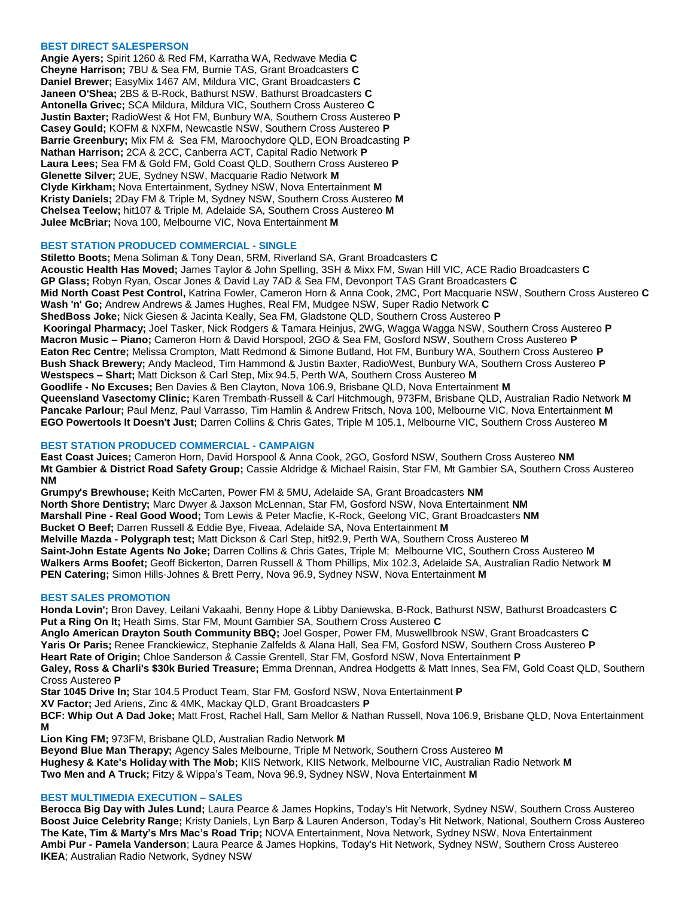### BEST DIRECT SALESPERSON

**Angie Ayers;** Spirit 1260 & Red FM, Karratha WA, Redwave Media **C**
**Cheyne Harrison;** 7BU & Sea FM, Burnie TAS, Grant Broadcasters **C**
**Daniel Brewer;** EasyMix 1467 AM, Mildura VIC, Grant Broadcasters **C**
**Janeen O'Shea;** 2BS & B-Rock, Bathurst NSW, Bathurst Broadcasters **C**
**Antonella Grivec;** SCA Mildura, Mildura VIC, Southern Cross Austereo **C**
**Justin Baxter;** RadioWest & Hot FM, Bunbury WA, Southern Cross Austereo **P**
**Casey Gould;** KOFM & NXFM, Newcastle NSW, Southern Cross Austereo **P**
**Barrie Greenbury;** Mix FM & Sea FM, Maroochydore QLD, EON Broadcasting **P**
**Nathan Harrison;** 2CA & 2CC, Canberra ACT, Capital Radio Network **P**
**Laura Lees;** Sea FM & Gold FM, Gold Coast QLD, Southern Cross Austereo **P**
**Glenette Silver;** 2UE, Sydney NSW, Macquarie Radio Network **M**
**Clyde Kirkham;** Nova Entertainment, Sydney NSW, Nova Entertainment **M**
**Kristy Daniels;** 2Day FM & Triple M, Sydney NSW, Southern Cross Austereo **M**
**Chelsea Teelow;** hit107 & Triple M, Adelaide SA, Southern Cross Austereo **M**
**Julee McBriar;** Nova 100, Melbourne VIC, Nova Entertainment **M**

### BEST STATION PRODUCED COMMERCIAL - SINGLE

**Stiletto Boots;** Mena Soliman & Tony Dean, 5RM, Riverland SA, Grant Broadcasters **C**
**Acoustic Health Has Moved;** James Taylor & John Spelling, 3SH & Mixx FM, Swan Hill VIC, ACE Radio Broadcasters **C**
**GP Glass;** Robyn Ryan, Oscar Jones & David Lay 7AD & Sea FM, Devonport TAS Grant Broadcasters **C**
**Mid North Coast Pest Control,** Katrina Fowler, Cameron Horn & Anna Cook, 2MC, Port Macquarie NSW, Southern Cross Austereo **C**
**Wash 'n' Go;** Andrew Andrews & James Hughes, Real FM, Mudgee NSW, Super Radio Network **C**
**ShedBoss Joke;** Nick Giesen & Jacinta Keally, Sea FM, Gladstone QLD, Southern Cross Austereo **P**
**Kooringal Pharmacy;** Joel Tasker, Nick Rodgers & Tamara Heinjus, 2WG, Wagga Wagga NSW, Southern Cross Austereo **P**
**Macron Music – Piano;** Cameron Horn & David Horspool, 2GO & Sea FM, Gosford NSW, Southern Cross Austereo **P**
**Eaton Rec Centre;** Melissa Crompton, Matt Redmond & Simone Butland, Hot FM, Bunbury WA, Southern Cross Austereo **P**
**Bush Shack Brewery;** Andy Macleod, Tim Hammond & Justin Baxter, RadioWest, Bunbury WA, Southern Cross Austereo **P**
**Westspecs – Shart;** Matt Dickson & Carl Step, Mix 94.5, Perth WA, Southern Cross Austereo **M**
**Goodlife - No Excuses;** Ben Davies & Ben Clayton, Nova 106.9, Brisbane QLD, Nova Entertainment **M**
**Queensland Vasectomy Clinic;** Karen Trembath-Russell & Carl Hitchmough, 973FM, Brisbane QLD, Australian Radio Network **M**
**Pancake Parlour;** Paul Menz, Paul Varrasso, Tim Hamlin & Andrew Fritsch, Nova 100, Melbourne VIC, Nova Entertainment **M**
**EGO Powertools It Doesn't Just;** Darren Collins & Chris Gates, Triple M 105.1, Melbourne VIC, Southern Cross Austereo **M**

### BEST STATION PRODUCED COMMERCIAL - CAMPAIGN

**East Coast Juices;** Cameron Horn, David Horspool & Anna Cook, 2GO, Gosford NSW, Southern Cross Austereo **NM**
**Mt Gambier & District Road Safety Group;** Cassie Aldridge & Michael Raisin, Star FM, Mt Gambier SA, Southern Cross Austereo **NM**
**Grumpy's Brewhouse;** Keith McCarten, Power FM & 5MU, Adelaide SA, Grant Broadcasters **NM**
**North Shore Dentistry;** Marc Dwyer & Jaxson McLennan, Star FM, Gosford NSW, Nova Entertainment **NM**
**Marshall Pine - Real Good Wood;** Tom Lewis & Peter Macfie, K-Rock, Geelong VIC, Grant Broadcasters **NM**
**Bucket O Beef;** Darren Russell & Eddie Bye, Fiveaa, Adelaide SA, Nova Entertainment **M**
**Melville Mazda - Polygraph test;** Matt Dickson & Carl Step, hit92.9, Perth WA, Southern Cross Austereo **M**
**Saint-John Estate Agents No Joke;** Darren Collins & Chris Gates, Triple M; Melbourne VIC, Southern Cross Austereo **M**
**Walkers Arms Boofet;** Geoff Bickerton, Darren Russell & Thom Phillips, Mix 102.3, Adelaide SA, Australian Radio Network **M**
**PEN Catering;** Simon Hills-Johnes & Brett Perry, Nova 96.9, Sydney NSW, Nova Entertainment **M**

### BEST SALES PROMOTION

**Honda Lovin';** Bron Davey, Leilani Vakaahi, Benny Hope & Libby Daniewska, B-Rock, Bathurst NSW, Bathurst Broadcasters **C**
**Put a Ring On It;** Heath Sims, Star FM, Mount Gambier SA, Southern Cross Austereo **C**
**Anglo American Drayton South Community BBQ;** Joel Gosper, Power FM, Muswellbrook NSW, Grant Broadcasters **C**
**Yaris Or Paris;** Renee Franckiewicz, Stephanie Zalfelds & Alana Hall, Sea FM, Gosford NSW, Southern Cross Austereo **P**
**Heart Rate of Origin;** Chloe Sanderson & Cassie Grentell, Star FM, Gosford NSW, Nova Entertainment **P**
**Galey, Ross & Charli's $30k Buried Treasure;** Emma Drennan, Andrea Hodgetts & Matt Innes, Sea FM, Gold Coast QLD, Southern Cross Austereo **P**
**Star 1045 Drive In;** Star 104.5 Product Team, Star FM, Gosford NSW, Nova Entertainment **P**
**XV Factor;** Jed Ariens, Zinc & 4MK, Mackay QLD, Grant Broadcasters **P**
**BCF: Whip Out A Dad Joke;** Matt Frost, Rachel Hall, Sam Mellor & Nathan Russell, Nova 106.9, Brisbane QLD, Nova Entertainment **M**
**Lion King FM;** 973FM, Brisbane QLD, Australian Radio Network **M**
**Beyond Blue Man Therapy;** Agency Sales Melbourne, Triple M Network, Southern Cross Austereo **M**
**Hughesy & Kate's Holiday with The Mob;** KIIS Network, KIIS Network, Melbourne VIC, Australian Radio Network **M**
**Two Men and A Truck;** Fitzy & Wippa's Team, Nova 96.9, Sydney NSW, Nova Entertainment **M**

### BEST MULTIMEDIA EXECUTION – SALES

**Berocca Big Day with Jules Lund;** Laura Pearce & James Hopkins, Today's Hit Network, Sydney NSW, Southern Cross Austereo
**Boost Juice Celebrity Range;** Kristy Daniels, Lyn Barp & Lauren Anderson, Today's Hit Network, National, Southern Cross Austereo
**The Kate, Tim & Marty's Mrs Mac's Road Trip;** NOVA Entertainment, Nova Network, Sydney NSW, Nova Entertainment
**Ambi Pur - Pamela Vanderson**; Laura Pearce & James Hopkins, Today's Hit Network, Sydney NSW, Southern Cross Austereo
**IKEA**; Australian Radio Network, Sydney NSW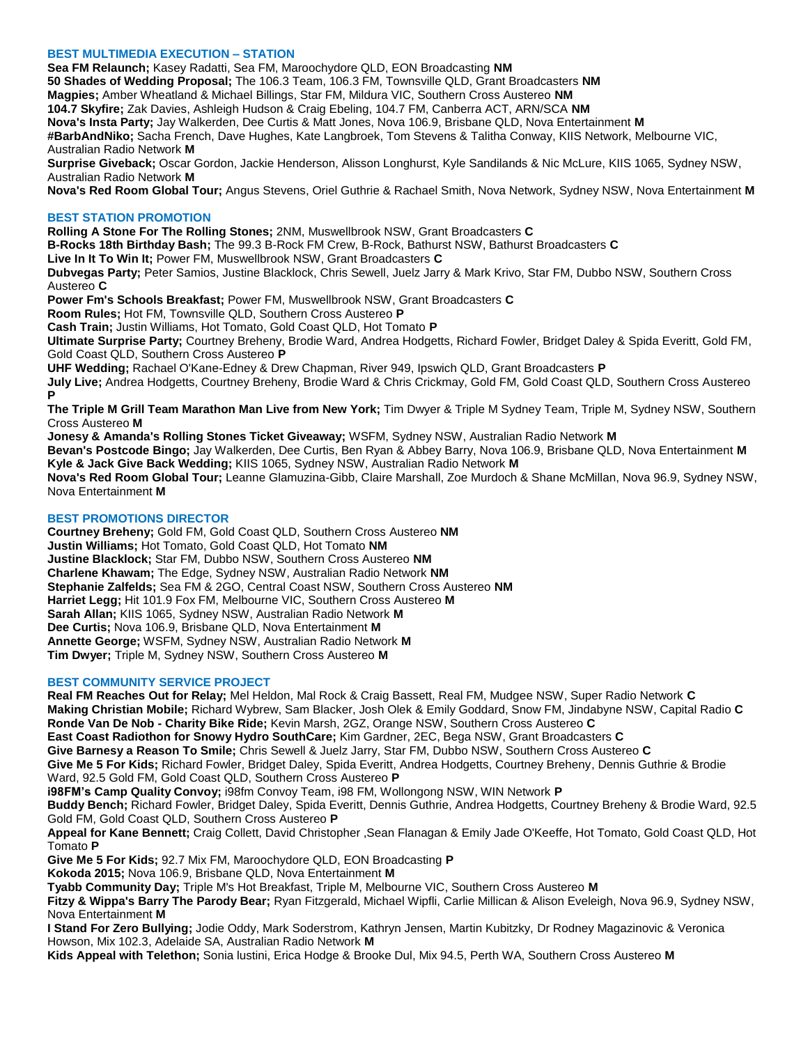### BEST MULTIMEDIA EXECUTION – STATION

**Sea FM Relaunch;** Kasey Radatti, Sea FM, Maroochydore QLD, EON Broadcasting **NM**
**50 Shades of Wedding Proposal;** The 106.3 Team, 106.3 FM, Townsville QLD, Grant Broadcasters **NM**
**Magpies;** Amber Wheatland & Michael Billings, Star FM, Mildura VIC, Southern Cross Austereo **NM**
**104.7 Skyfire;** Zak Davies, Ashleigh Hudson & Craig Ebeling, 104.7 FM, Canberra ACT, ARN/SCA **NM**
**Nova's Insta Party;** Jay Walkerden, Dee Curtis & Matt Jones, Nova 106.9, Brisbane QLD, Nova Entertainment **M**
**#BarbAndNiko;** Sacha French, Dave Hughes, Kate Langbroek, Tom Stevens & Talitha Conway, KIIS Network, Melbourne VIC, Australian Radio Network **M**
**Surprise Giveback;** Oscar Gordon, Jackie Henderson, Alisson Longhurst, Kyle Sandilands & Nic McLure, KIIS 1065, Sydney NSW, Australian Radio Network **M**
**Nova's Red Room Global Tour;** Angus Stevens, Oriel Guthrie & Rachael Smith, Nova Network, Sydney NSW, Nova Entertainment **M**

### BEST STATION PROMOTION

**Rolling A Stone For The Rolling Stones;** 2NM, Muswellbrook NSW, Grant Broadcasters **C**
**B-Rocks 18th Birthday Bash;** The 99.3 B-Rock FM Crew, B-Rock, Bathurst NSW, Bathurst Broadcasters **C**
**Live In It To Win It;** Power FM, Muswellbrook NSW, Grant Broadcasters **C**
**Dubvegas Party;** Peter Samios, Justine Blacklock, Chris Sewell, Juelz Jarry & Mark Krivo, Star FM, Dubbo NSW, Southern Cross Austereo **C**
**Power Fm's Schools Breakfast;** Power FM, Muswellbrook NSW, Grant Broadcasters **C**
**Room Rules;** Hot FM, Townsville QLD, Southern Cross Austereo **P**
**Cash Train;** Justin Williams, Hot Tomato, Gold Coast QLD, Hot Tomato **P**
**Ultimate Surprise Party;** Courtney Breheny, Brodie Ward, Andrea Hodgetts, Richard Fowler, Bridget Daley & Spida Everitt, Gold FM, Gold Coast QLD, Southern Cross Austereo **P**
**UHF Wedding;** Rachael O'Kane-Edney & Drew Chapman, River 949, Ipswich QLD, Grant Broadcasters **P**
**July Live;** Andrea Hodgetts, Courtney Breheny, Brodie Ward & Chris Crickmay, Gold FM, Gold Coast QLD, Southern Cross Austereo **P**
**The Triple M Grill Team Marathon Man Live from New York;** Tim Dwyer & Triple M Sydney Team, Triple M, Sydney NSW, Southern Cross Austereo **M**
**Jonesy & Amanda's Rolling Stones Ticket Giveaway;** WSFM, Sydney NSW, Australian Radio Network **M**
**Bevan's Postcode Bingo;** Jay Walkerden, Dee Curtis, Ben Ryan & Abbey Barry, Nova 106.9, Brisbane QLD, Nova Entertainment **M**
**Kyle & Jack Give Back Wedding;** KIIS 1065, Sydney NSW, Australian Radio Network **M**
**Nova's Red Room Global Tour;** Leanne Glamuzina-Gibb, Claire Marshall, Zoe Murdoch & Shane McMillan, Nova 96.9, Sydney NSW, Nova Entertainment **M**

### BEST PROMOTIONS DIRECTOR

**Courtney Breheny;** Gold FM, Gold Coast QLD, Southern Cross Austereo **NM**
**Justin Williams;** Hot Tomato, Gold Coast QLD, Hot Tomato **NM**
**Justine Blacklock;** Star FM, Dubbo NSW, Southern Cross Austereo **NM**
**Charlene Khawam;** The Edge, Sydney NSW, Australian Radio Network **NM**
**Stephanie Zalfelds;** Sea FM & 2GO, Central Coast NSW, Southern Cross Austereo **NM**
**Harriet Legg;** Hit 101.9 Fox FM, Melbourne VIC, Southern Cross Austereo **M**
**Sarah Allan;** KIIS 1065, Sydney NSW, Australian Radio Network **M**
**Dee Curtis;** Nova 106.9, Brisbane QLD, Nova Entertainment **M**
**Annette George;** WSFM, Sydney NSW, Australian Radio Network **M**
**Tim Dwyer;** Triple M, Sydney NSW, Southern Cross Austereo **M**

### BEST COMMUNITY SERVICE PROJECT

**Real FM Reaches Out for Relay;** Mel Heldon, Mal Rock & Craig Bassett, Real FM, Mudgee NSW, Super Radio Network **C**
**Making Christian Mobile;** Richard Wybrew, Sam Blacker, Josh Olek & Emily Goddard, Snow FM, Jindabyne NSW, Capital Radio **C**
**Ronde Van De Nob - Charity Bike Ride;** Kevin Marsh, 2GZ, Orange NSW, Southern Cross Austereo **C**
**East Coast Radiothon for Snowy Hydro SouthCare;** Kim Gardner, 2EC, Bega NSW, Grant Broadcasters **C**
**Give Barnesy a Reason To Smile;** Chris Sewell & Juelz Jarry, Star FM, Dubbo NSW, Southern Cross Austereo **C**
**Give Me 5 For Kids;** Richard Fowler, Bridget Daley, Spida Everitt, Andrea Hodgetts, Courtney Breheny, Dennis Guthrie & Brodie Ward, 92.5 Gold FM, Gold Coast QLD, Southern Cross Austereo **P**
**i98FM's Camp Quality Convoy;** i98fm Convoy Team, i98 FM, Wollongong NSW, WIN Network **P**
**Buddy Bench;** Richard Fowler, Bridget Daley, Spida Everitt, Dennis Guthrie, Andrea Hodgetts, Courtney Breheny & Brodie Ward, 92.5 Gold FM, Gold Coast QLD, Southern Cross Austereo **P**
**Appeal for Kane Bennett;** Craig Collett, David Christopher ,Sean Flanagan & Emily Jade O'Keeffe, Hot Tomato, Gold Coast QLD, Hot Tomato **P**
**Give Me 5 For Kids;** 92.7 Mix FM, Maroochydore QLD, EON Broadcasting **P**
**Kokoda 2015;** Nova 106.9, Brisbane QLD, Nova Entertainment **M**
**Tyabb Community Day;** Triple M's Hot Breakfast, Triple M, Melbourne VIC, Southern Cross Austereo **M**
**Fitzy & Wippa's Barry The Parody Bear;** Ryan Fitzgerald, Michael Wipfli, Carlie Millican & Alison Eveleigh, Nova 96.9, Sydney NSW, Nova Entertainment **M**
**I Stand For Zero Bullying;** Jodie Oddy, Mark Soderstrom, Kathryn Jensen, Martin Kubitzky, Dr Rodney Magazinovic & Veronica Howson, Mix 102.3, Adelaide SA, Australian Radio Network **M**
**Kids Appeal with Telethon;** Sonia Iustini, Erica Hodge & Brooke Dul, Mix 94.5, Perth WA, Southern Cross Austereo **M**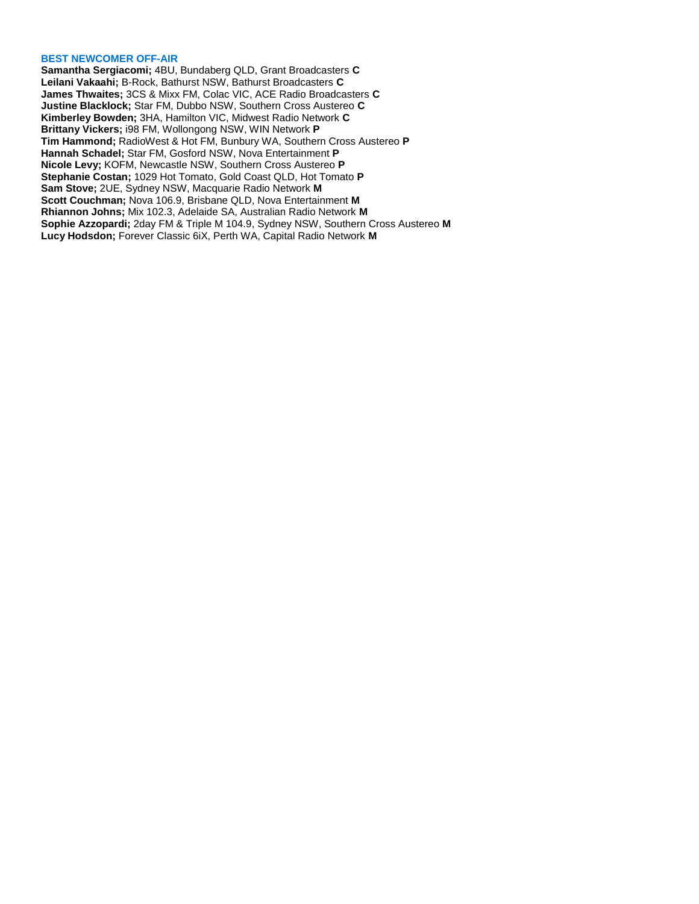### BEST NEWCOMER OFF-AIR

**Samantha Sergiacomi;** 4BU, Bundaberg QLD, Grant Broadcasters **C**
**Leilani Vakaahi;** B-Rock, Bathurst NSW, Bathurst Broadcasters **C**
**James Thwaites;** 3CS & Mixx FM, Colac VIC, ACE Radio Broadcasters **C**
**Justine Blacklock;** Star FM, Dubbo NSW, Southern Cross Austereo **C**
**Kimberley Bowden;** 3HA, Hamilton VIC, Midwest Radio Network **C**
**Brittany Vickers;** i98 FM, Wollongong NSW, WIN Network **P**
**Tim Hammond;** RadioWest & Hot FM, Bunbury WA, Southern Cross Austereo **P**
**Hannah Schadel;** Star FM, Gosford NSW, Nova Entertainment **P**
**Nicole Levy;** KOFM, Newcastle NSW, Southern Cross Austereo **P**
**Stephanie Costan;** 1029 Hot Tomato, Gold Coast QLD, Hot Tomato **P**
**Sam Stove;** 2UE, Sydney NSW, Macquarie Radio Network **M**
**Scott Couchman;** Nova 106.9, Brisbane QLD, Nova Entertainment **M**
**Rhiannon Johns;** Mix 102.3, Adelaide SA, Australian Radio Network **M**
**Sophie Azzopardi;** 2day FM & Triple M 104.9, Sydney NSW, Southern Cross Austereo **M**
**Lucy Hodsdon;** Forever Classic 6iX, Perth WA, Capital Radio Network **M**